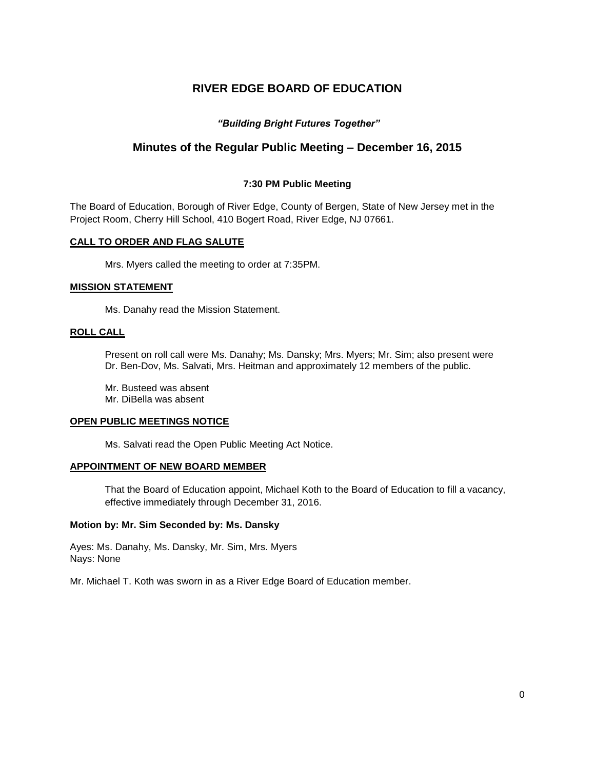# RIVER EDGE BOARD OF EDUCATION

***"Building Bright Futures Together"***

## Minutes of the Regular Public Meeting – December 16, 2015

**7:30 PM Public Meeting**

The Board of Education, Borough of River Edge, County of Bergen, State of New Jersey met in the Project Room, Cherry Hill School, 410 Bogert Road, River Edge, NJ 07661.

**CALL TO ORDER AND FLAG SALUTE**

Mrs. Myers called the meeting to order at 7:35PM.

**MISSION STATEMENT**

Ms. Danahy read the Mission Statement.

**ROLL CALL**

Present on roll call were Ms. Danahy; Ms. Dansky; Mrs. Myers; Mr. Sim; also present were Dr. Ben-Dov, Ms. Salvati, Mrs. Heitman and approximately 12 members of the public.

Mr. Busteed was absent
Mr. DiBella was absent

**OPEN PUBLIC MEETINGS NOTICE**

Ms. Salvati read the Open Public Meeting Act Notice.

**APPOINTMENT OF NEW BOARD MEMBER**

That the Board of Education appoint, Michael Koth to the Board of Education to fill a vacancy, effective immediately through December 31, 2016.

**Motion by: Mr. Sim Seconded by: Ms. Dansky**

Ayes: Ms. Danahy, Ms. Dansky, Mr. Sim, Mrs. Myers
Nays: None

Mr. Michael T. Koth was sworn in as a River Edge Board of Education member.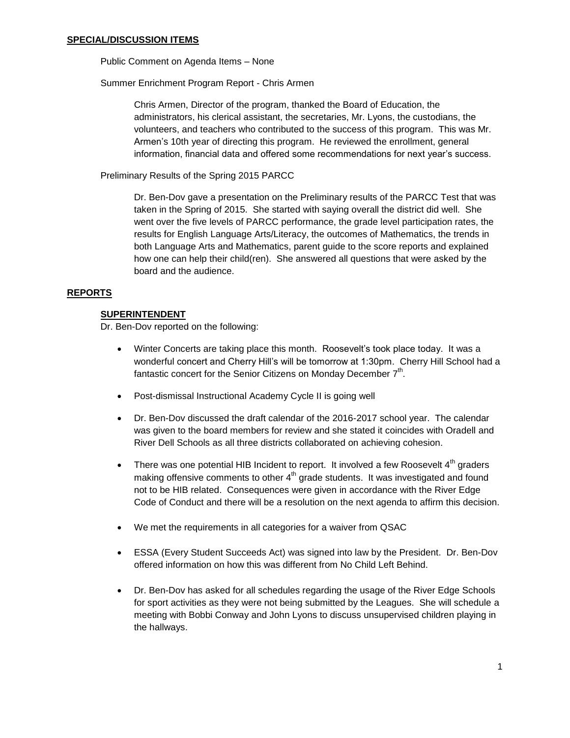## SPECIAL/DISCUSSION ITEMS

Public Comment on Agenda Items – None

Summer Enrichment Program Report - Chris Armen

> Chris Armen, Director of the program, thanked the Board of Education, the administrators, his clerical assistant, the secretaries, Mr. Lyons, the custodians, the volunteers, and teachers who contributed to the success of this program. This was Mr. Armen's 10th year of directing this program. He reviewed the enrollment, general information, financial data and offered some recommendations for next year's success.

Preliminary Results of the Spring 2015 PARCC

> Dr. Ben-Dov gave a presentation on the Preliminary results of the PARCC Test that was taken in the Spring of 2015. She started with saying overall the district did well. She went over the five levels of PARCC performance, the grade level participation rates, the results for English Language Arts/Literacy, the outcomes of Mathematics, the trends in both Language Arts and Mathematics, parent guide to the score reports and explained how one can help their child(ren). She answered all questions that were asked by the board and the audience.

## REPORTS

### SUPERINTENDENT

Dr. Ben-Dov reported on the following:

- Winter Concerts are taking place this month. Roosevelt's took place today. It was a wonderful concert and Cherry Hill's will be tomorrow at 1:30pm. Cherry Hill School had a fantastic concert for the Senior Citizens on Monday December 7th.

- Post-dismissal Instructional Academy Cycle II is going well

- Dr. Ben-Dov discussed the draft calendar of the 2016-2017 school year. The calendar was given to the board members for review and she stated it coincides with Oradell and River Dell Schools as all three districts collaborated on achieving cohesion.

- There was one potential HIB Incident to report. It involved a few Roosevelt 4th graders making offensive comments to other 4th grade students. It was investigated and found not to be HIB related. Consequences were given in accordance with the River Edge Code of Conduct and there will be a resolution on the next agenda to affirm this decision.

- We met the requirements in all categories for a waiver from QSAC

- ESSA (Every Student Succeeds Act) was signed into law by the President. Dr. Ben-Dov offered information on how this was different from No Child Left Behind.

- Dr. Ben-Dov has asked for all schedules regarding the usage of the River Edge Schools for sport activities as they were not being submitted by the Leagues. She will schedule a meeting with Bobbi Conway and John Lyons to discuss unsupervised children playing in the hallways.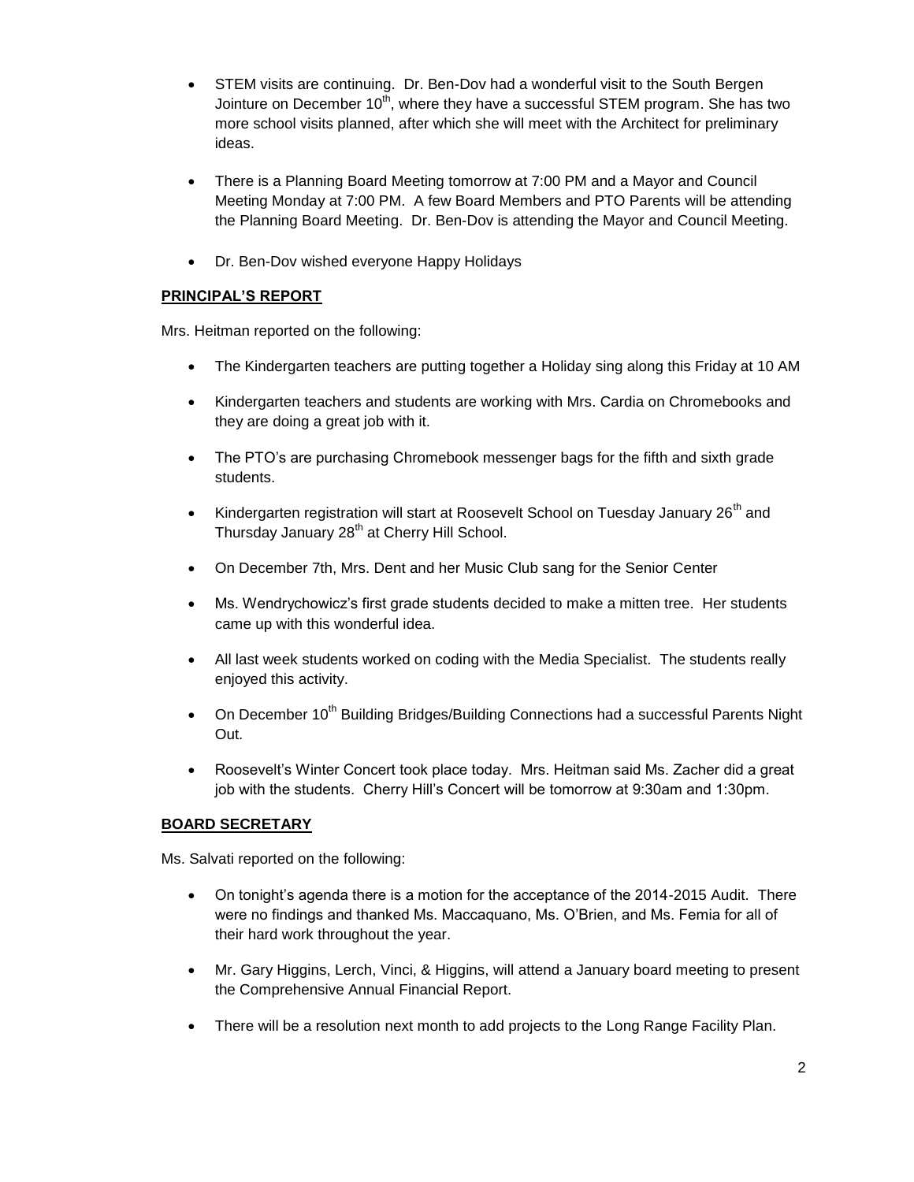- STEM visits are continuing. Dr. Ben-Dov had a wonderful visit to the South Bergen Jointure on December 10th, where they have a successful STEM program. She has two more school visits planned, after which she will meet with the Architect for preliminary ideas.

- There is a Planning Board Meeting tomorrow at 7:00 PM and a Mayor and Council Meeting Monday at 7:00 PM. A few Board Members and PTO Parents will be attending the Planning Board Meeting. Dr. Ben-Dov is attending the Mayor and Council Meeting.

- Dr. Ben-Dov wished everyone Happy Holidays

**PRINCIPAL'S REPORT**

Mrs. Heitman reported on the following:

- The Kindergarten teachers are putting together a Holiday sing along this Friday at 10 AM

- Kindergarten teachers and students are working with Mrs. Cardia on Chromebooks and they are doing a great job with it.

- The PTO's are purchasing Chromebook messenger bags for the fifth and sixth grade students.

- Kindergarten registration will start at Roosevelt School on Tuesday January 26th and Thursday January 28th at Cherry Hill School.

- On December 7th, Mrs. Dent and her Music Club sang for the Senior Center

- Ms. Wendrychowicz's first grade students decided to make a mitten tree. Her students came up with this wonderful idea.

- All last week students worked on coding with the Media Specialist. The students really enjoyed this activity.

- On December 10th Building Bridges/Building Connections had a successful Parents Night Out.

- Roosevelt's Winter Concert took place today. Mrs. Heitman said Ms. Zacher did a great job with the students. Cherry Hill's Concert will be tomorrow at 9:30am and 1:30pm.

**BOARD SECRETARY**

Ms. Salvati reported on the following:

- On tonight's agenda there is a motion for the acceptance of the 2014-2015 Audit. There were no findings and thanked Ms. Maccaquano, Ms. O'Brien, and Ms. Femia for all of their hard work throughout the year.

- Mr. Gary Higgins, Lerch, Vinci, & Higgins, will attend a January board meeting to present the Comprehensive Annual Financial Report.

- There will be a resolution next month to add projects to the Long Range Facility Plan.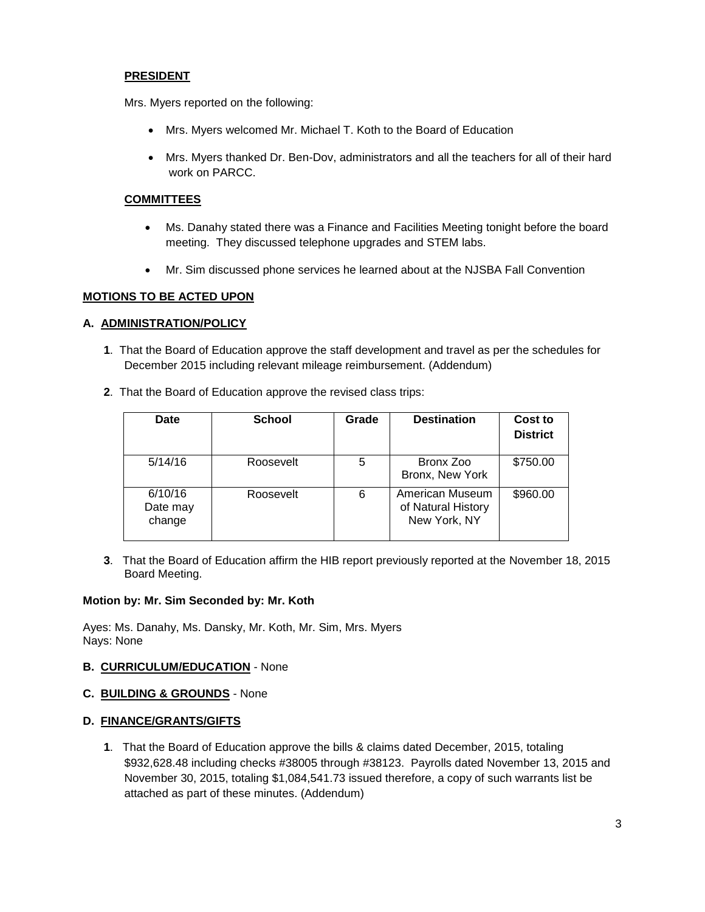**PRESIDENT**

Mrs. Myers reported on the following:

- Mrs. Myers welcomed Mr. Michael T. Koth to the Board of Education
- Mrs. Myers thanked Dr. Ben-Dov, administrators and all the teachers for all of their hard work on PARCC.

**COMMITTEES**

- Ms. Danahy stated there was a Finance and Facilities Meeting tonight before the board meeting. They discussed telephone upgrades and STEM labs.
- Mr. Sim discussed phone services he learned about at the NJSBA Fall Convention

**MOTIONS TO BE ACTED UPON**

**A. ADMINISTRATION/POLICY**

**1**. That the Board of Education approve the staff development and travel as per the schedules for December 2015 including relevant mileage reimbursement. (Addendum)

**2**. That the Board of Education approve the revised class trips:

| Date | School | Grade | Destination | Cost to District |
|---|---|---|---|---|
| 5/14/16 | Roosevelt | 5 | Bronx Zoo Bronx, New York | $750.00 |
| 6/10/16 Date may change | Roosevelt | 6 | American Museum of Natural History New York, NY | $960.00 |

**3**. That the Board of Education affirm the HIB report previously reported at the November 18, 2015 Board Meeting.

**Motion by: Mr. Sim Seconded by: Mr. Koth**

Ayes: Ms. Danahy, Ms. Dansky, Mr. Koth, Mr. Sim, Mrs. Myers
Nays: None

**B. CURRICULUM/EDUCATION** - None

**C. BUILDING & GROUNDS** - None

**D. FINANCE/GRANTS/GIFTS**

**1**. That the Board of Education approve the bills & claims dated December, 2015, totaling $932,628.48 including checks #38005 through #38123. Payrolls dated November 13, 2015 and November 30, 2015, totaling $1,084,541.73 issued therefore, a copy of such warrants list be attached as part of these minutes. (Addendum)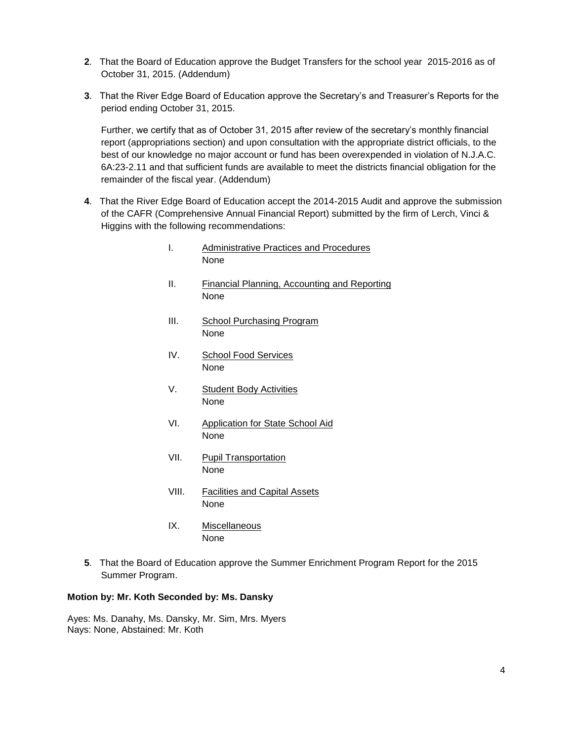**2**. That the Board of Education approve the Budget Transfers for the school year 2015-2016 as of October 31, 2015. (Addendum)

**3**. That the River Edge Board of Education approve the Secretary's and Treasurer's Reports for the period ending October 31, 2015.

Further, we certify that as of October 31, 2015 after review of the secretary's monthly financial report (appropriations section) and upon consultation with the appropriate district officials, to the best of our knowledge no major account or fund has been overexpended in violation of N.J.A.C. 6A:23-2.11 and that sufficient funds are available to meet the districts financial obligation for the remainder of the fiscal year. (Addendum)

**4**. That the River Edge Board of Education accept the 2014-2015 Audit and approve the submission of the CAFR (Comprehensive Annual Financial Report) submitted by the firm of Lerch, Vinci & Higgins with the following recommendations:

I. <u>Administrative Practices and Procedures</u>
None

II. <u>Financial Planning, Accounting and Reporting</u>
None

III. <u>School Purchasing Program</u>
None

IV. <u>School Food Services</u>
None

V. <u>Student Body Activities</u>
None

VI. <u>Application for State School Aid</u>
None

VII. <u>Pupil Transportation</u>
None

VIII. <u>Facilities and Capital Assets</u>
None

IX. <u>Miscellaneous</u>
None

**5**. That the Board of Education approve the Summer Enrichment Program Report for the 2015 Summer Program.

**Motion by: Mr. Koth Seconded by: Ms. Dansky**

Ayes: Ms. Danahy, Ms. Dansky, Mr. Sim, Mrs. Myers
Nays: None, Abstained: Mr. Koth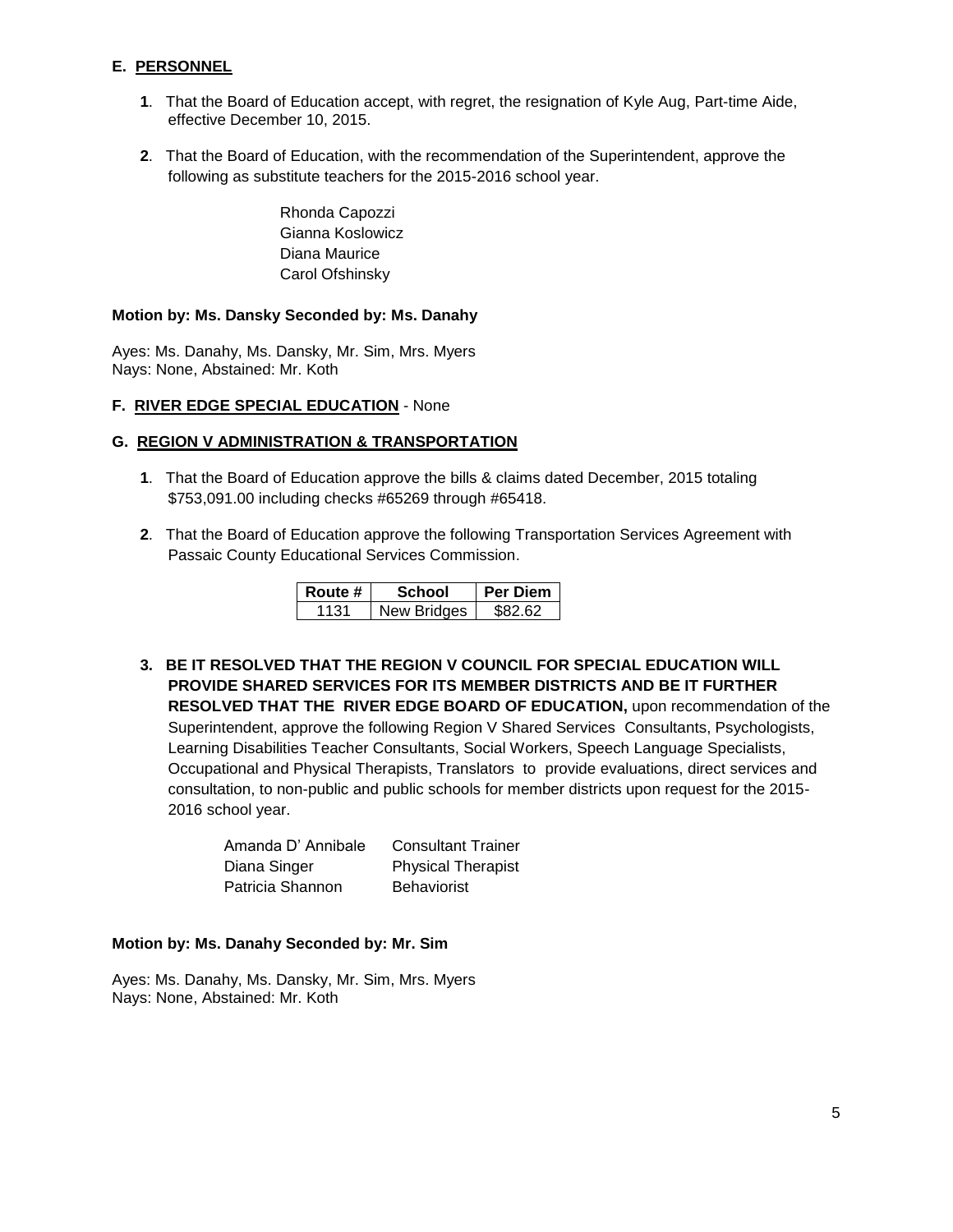## E. PERSONNEL

**1**. That the Board of Education accept, with regret, the resignation of Kyle Aug, Part-time Aide, effective December 10, 2015.

**2**. That the Board of Education, with the recommendation of the Superintendent, approve the following as substitute teachers for the 2015-2016 school year.

Rhonda Capozzi
Gianna Koslowicz
Diana Maurice
Carol Ofshinsky

**Motion by: Ms. Dansky Seconded by: Ms. Danahy**

Ayes: Ms. Danahy, Ms. Dansky, Mr. Sim, Mrs. Myers
Nays: None, Abstained: Mr. Koth

## F. RIVER EDGE SPECIAL EDUCATION - None

## G. REGION V ADMINISTRATION & TRANSPORTATION

**1**. That the Board of Education approve the bills & claims dated December, 2015 totaling $753,091.00 including checks #65269 through #65418.

**2**. That the Board of Education approve the following Transportation Services Agreement with Passaic County Educational Services Commission.

| Route # | School | Per Diem |
|---|---|---|
| 1131 | New Bridges | $82.62 |

**3. BE IT RESOLVED THAT THE REGION V COUNCIL FOR SPECIAL EDUCATION WILL PROVIDE SHARED SERVICES FOR ITS MEMBER DISTRICTS AND BE IT FURTHER RESOLVED THAT THE RIVER EDGE BOARD OF EDUCATION,** upon recommendation of the Superintendent, approve the following Region V Shared Services Consultants, Psychologists, Learning Disabilities Teacher Consultants, Social Workers, Speech Language Specialists, Occupational and Physical Therapists, Translators to provide evaluations, direct services and consultation, to non-public and public schools for member districts upon request for the 2015-2016 school year.

| | |
|---|---|
| Amanda D' Annibale | Consultant Trainer |
| Diana Singer | Physical Therapist |
| Patricia Shannon | Behaviorist |

**Motion by: Ms. Danahy Seconded by: Mr. Sim**

Ayes: Ms. Danahy, Ms. Dansky, Mr. Sim, Mrs. Myers
Nays: None, Abstained: Mr. Koth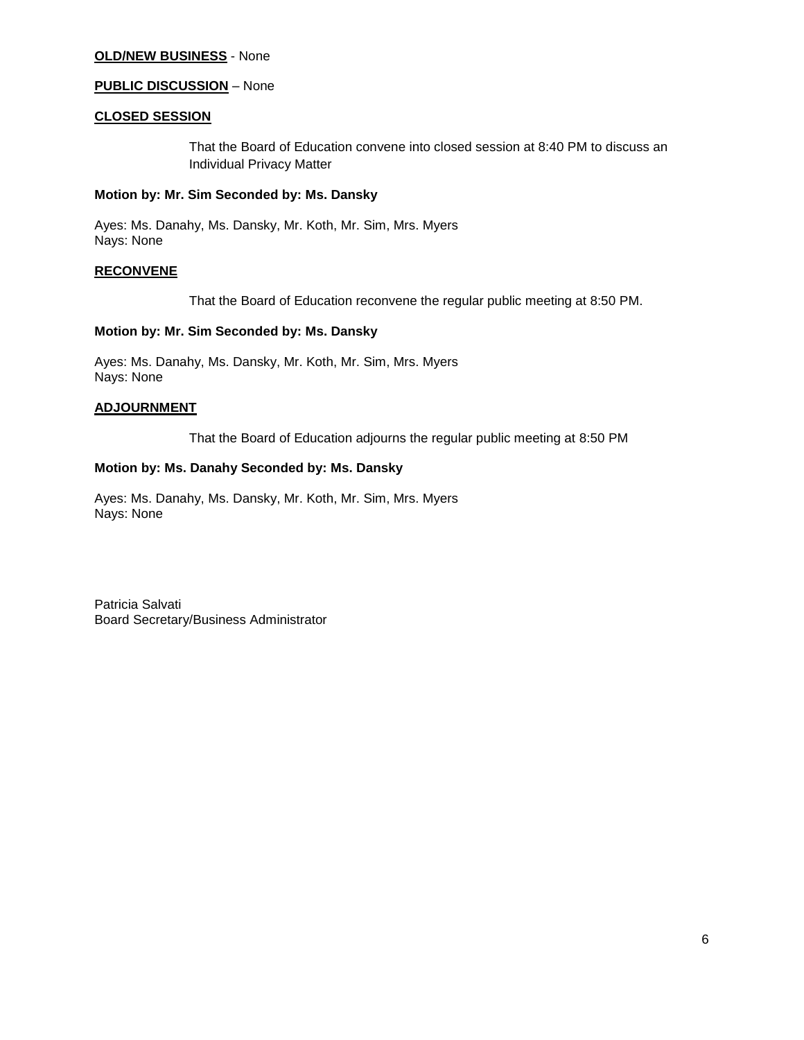**OLD/NEW BUSINESS** - None

**PUBLIC DISCUSSION** – None

**CLOSED SESSION**

That the Board of Education convene into closed session at 8:40 PM to discuss an Individual Privacy Matter

**Motion by: Mr. Sim Seconded by: Ms. Dansky**

Ayes: Ms. Danahy, Ms. Dansky, Mr. Koth, Mr. Sim, Mrs. Myers
Nays: None

**RECONVENE**

That the Board of Education reconvene the regular public meeting at 8:50 PM.

**Motion by: Mr. Sim Seconded by: Ms. Dansky**

Ayes: Ms. Danahy, Ms. Dansky, Mr. Koth, Mr. Sim, Mrs. Myers
Nays: None

**ADJOURNMENT**

That the Board of Education adjourns the regular public meeting at 8:50 PM

**Motion by: Ms. Danahy Seconded by: Ms. Dansky**

Ayes: Ms. Danahy, Ms. Dansky, Mr. Koth, Mr. Sim, Mrs. Myers
Nays: None

Patricia Salvati
Board Secretary/Business Administrator